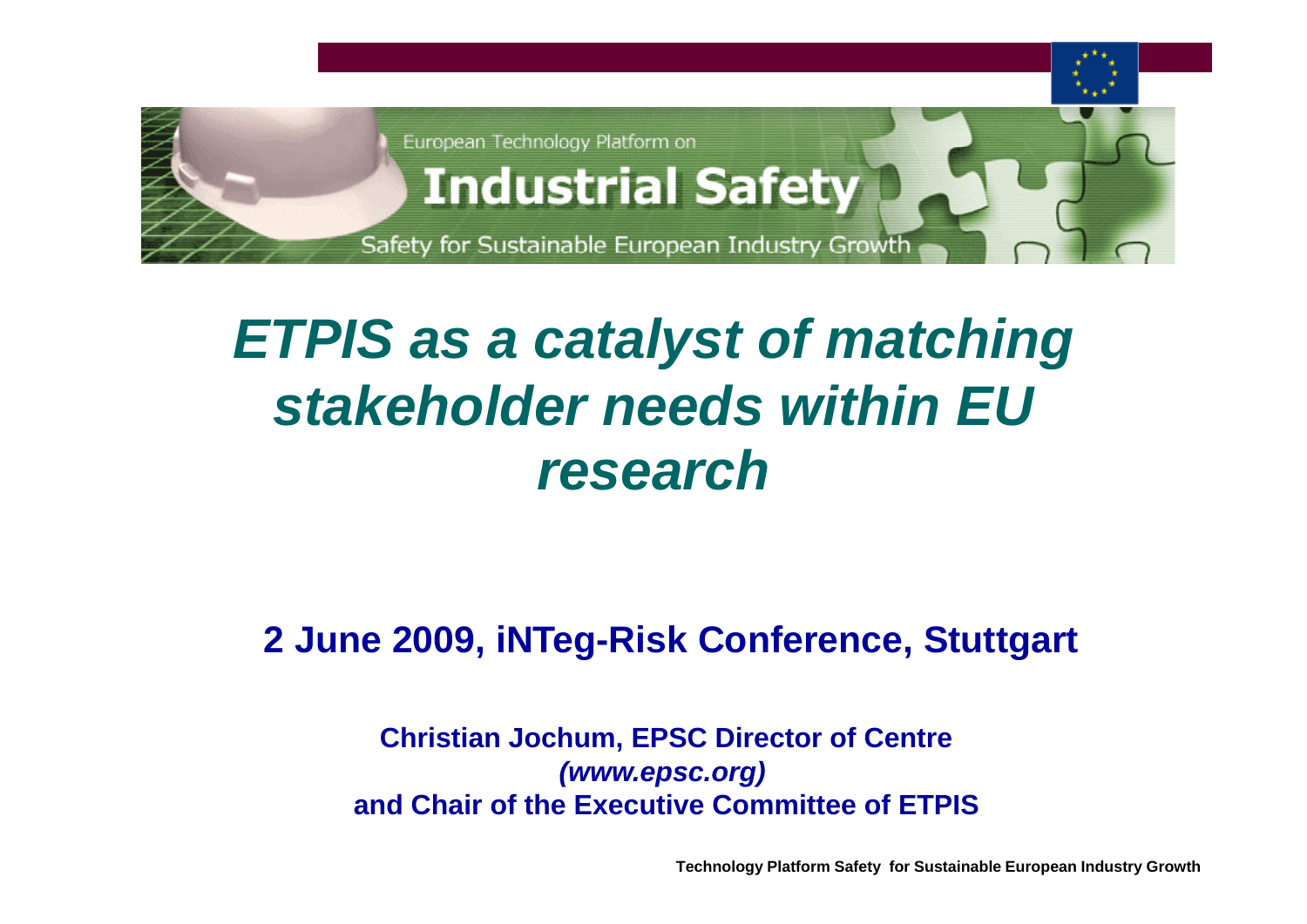European Technology Platform on

**Industrial Safety**

Safety for Sustainable European Industry Growth

# *ETPIS as a catalyst of matching stakeholder needs within EU research*

**2 June 2009, iNTeg-Risk Conference, Stuttgart**

**Christian Jochum, EPSC Director of Centre**
***(www.epsc.org)***
**and Chair of the Executive Committee of ETPIS**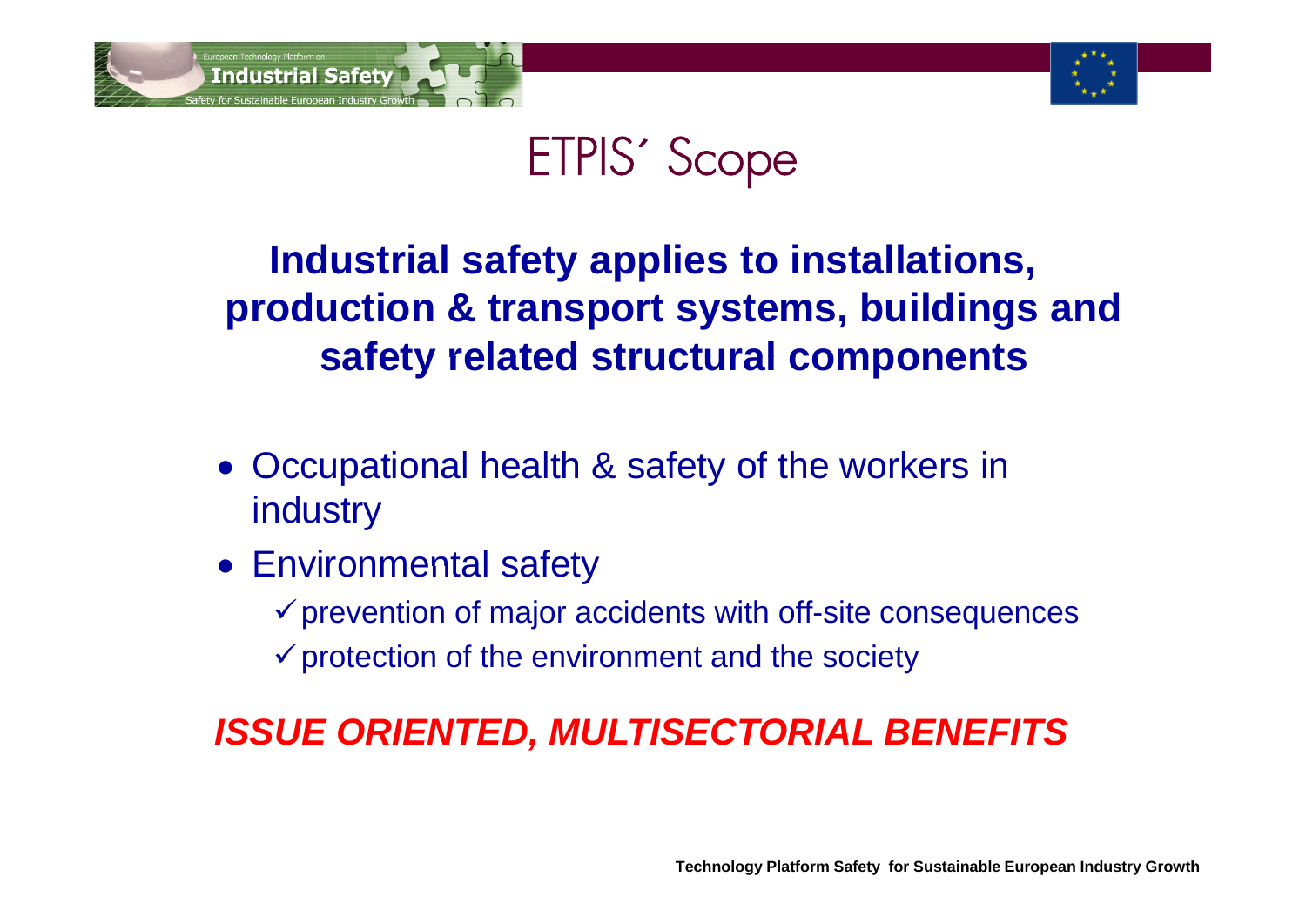# ETPIS´ Scope

**Industrial safety applies to installations, production & transport systems, buildings and safety related structural components**

- Occupational health & safety of the workers in industry
- Environmental safety
  - ✓ prevention of major accidents with off-site consequences
  - ✓ protection of the environment and the society

***ISSUE ORIENTED, MULTISECTORIAL BENEFITS***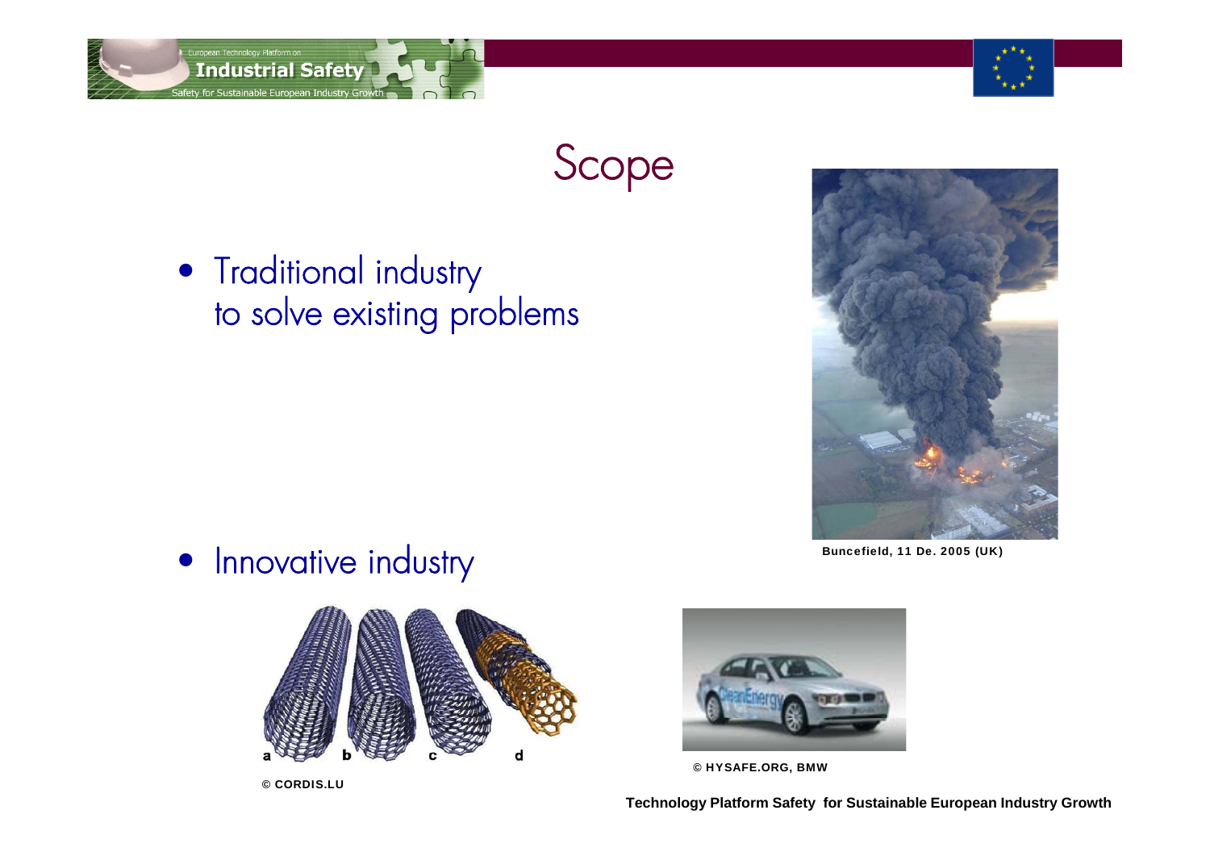# Scope

- Traditional industry
  to solve existing problems

Buncefield, 11 De. 2005 (UK)

- Innovative industry

© CORDIS.LU

© HYSAFE.ORG, BMW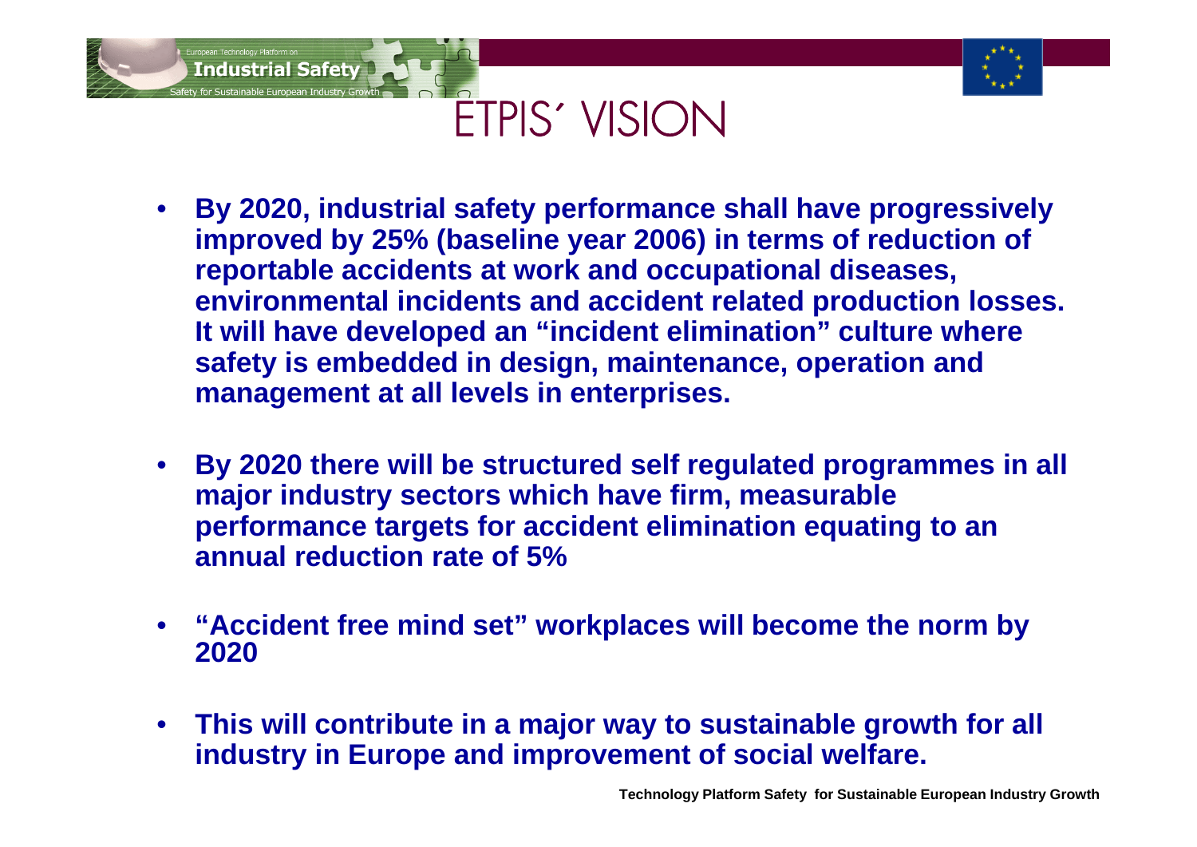# ETPIS´ VISION

- **By 2020, industrial safety performance shall have progressively improved by 25% (baseline year 2006) in terms of reduction of reportable accidents at work and occupational diseases, environmental incidents and accident related production losses. It will have developed an "incident elimination" culture where safety is embedded in design, maintenance, operation and management at all levels in enterprises.**

- **By 2020 there will be structured self regulated programmes in all major industry sectors which have firm, measurable performance targets for accident elimination equating to an annual reduction rate of 5%**

- **"Accident free mind set" workplaces will become the norm by 2020**

- **This will contribute in a major way to sustainable growth for all industry in Europe and improvement of social welfare.**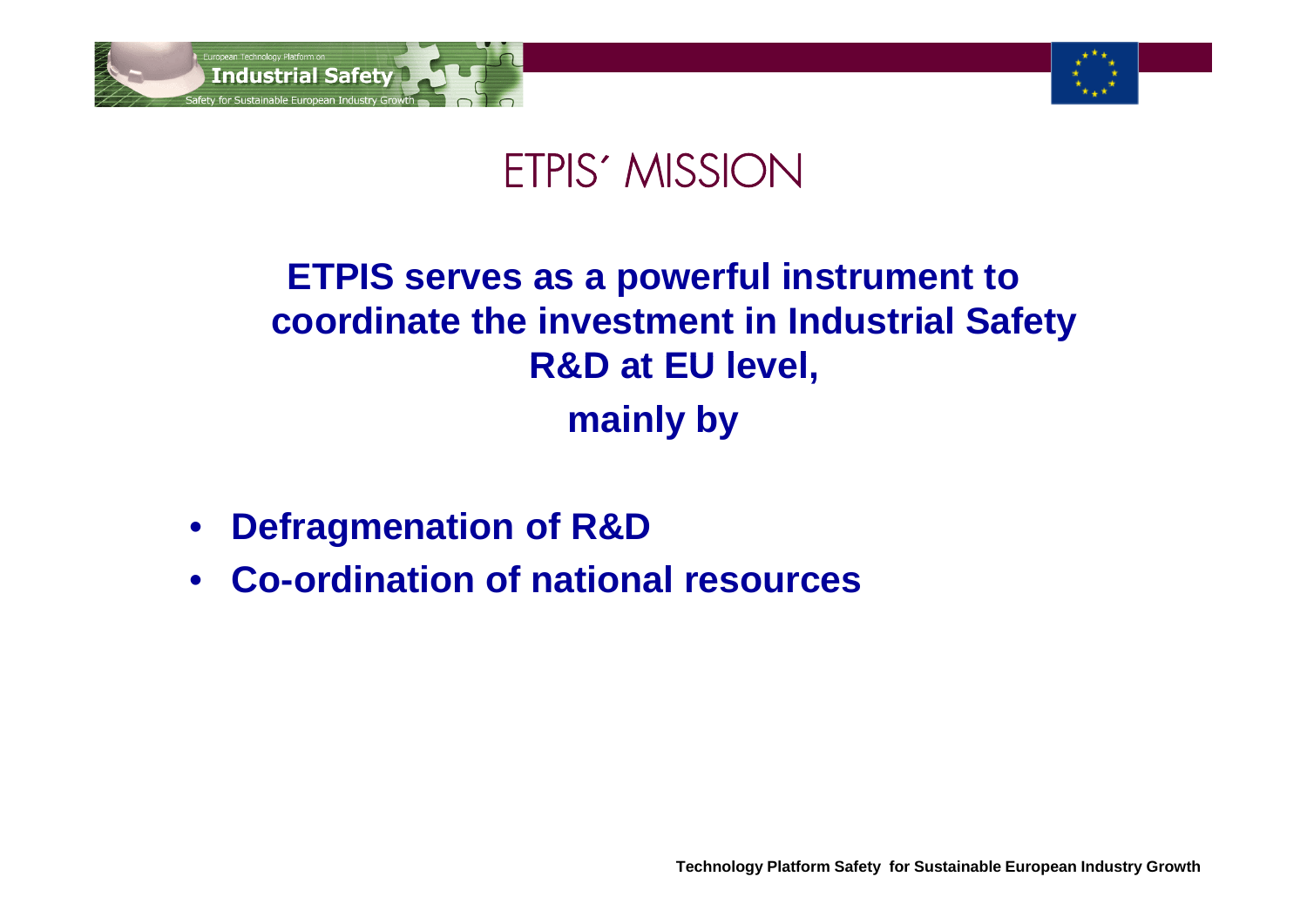# ETPIS´ MISSION

**ETPIS serves as a powerful instrument to coordinate the investment in Industrial Safety R&D at EU level,**

**mainly by**

- **Defragmenation of R&D**
- **Co-ordination of national resources**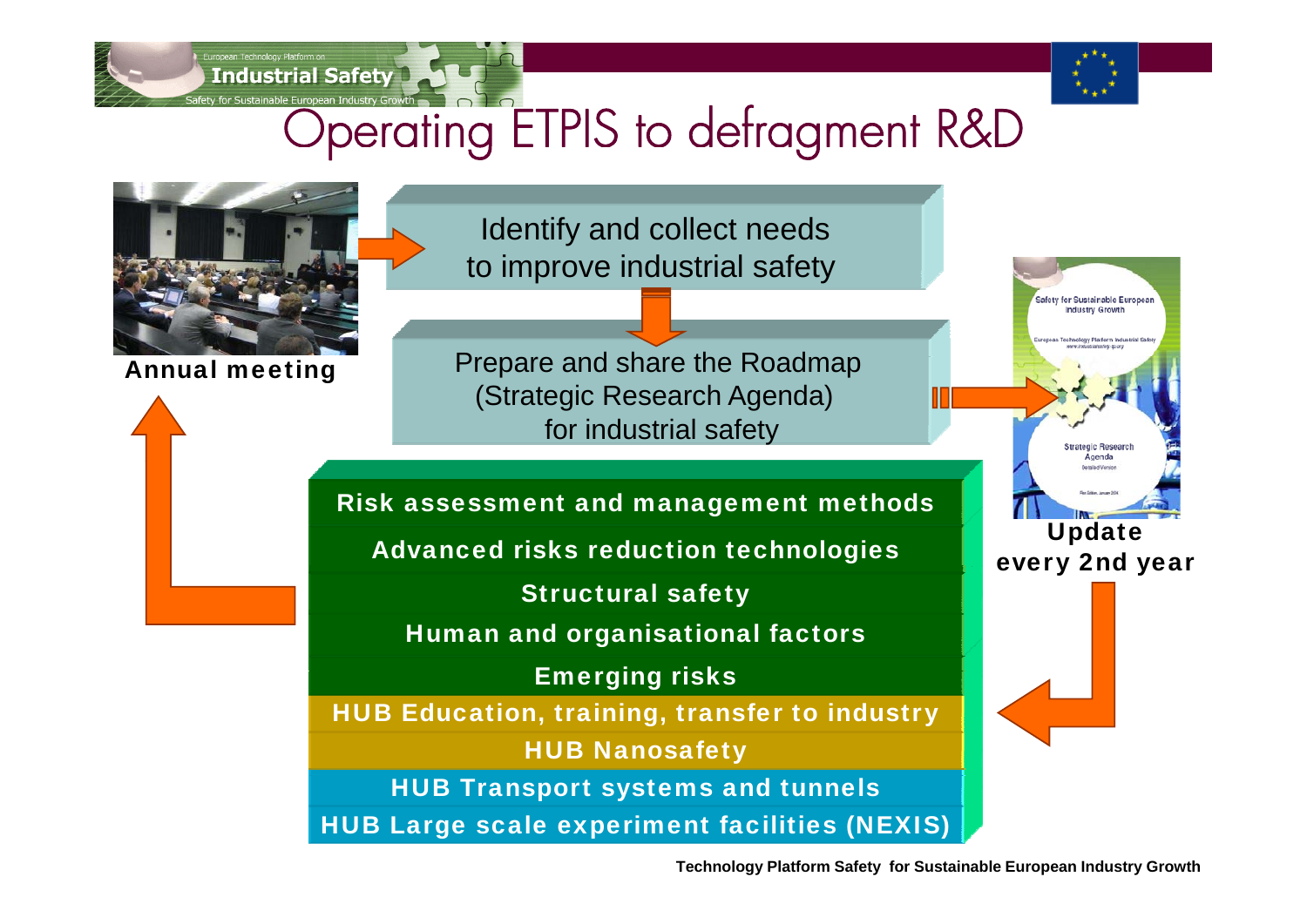# Operating ETPIS to defragment R&D

Identify and collect needs to improve industrial safety

Prepare and share the Roadmap (Strategic Research Agenda) for industrial safety

**Annual meeting**

**Update every 2nd year**

- **Risk assessment and management methods**
- **Advanced risks reduction technologies**
- **Structural safety**
- **Human and organisational factors**
- **Emerging risks**
- **HUB Education, training, transfer to industry**
- **HUB Nanosafety**
- **HUB Transport systems and tunnels**
- **HUB Large scale experiment facilities (NEXIS)**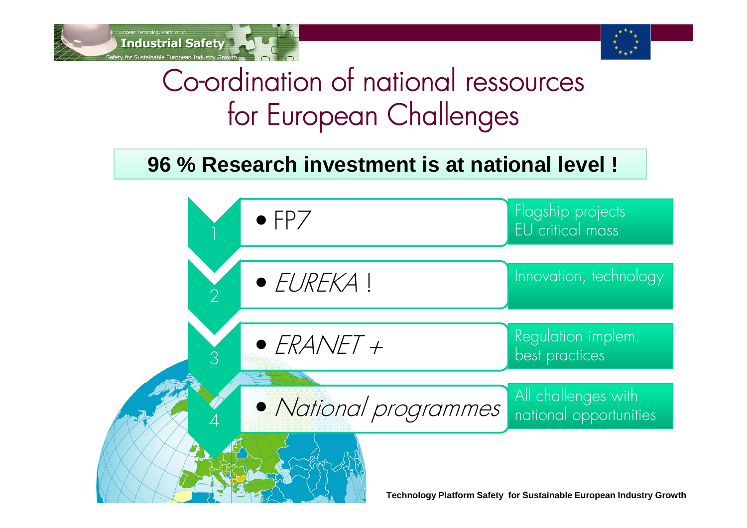# Co-ordination of national ressources for European Challenges

**96 % Research investment is at national level !**

| | | |
|---|---|---|
| 1 | FP7 | Flagship projects EU critical mass |
| 2 | *EUREKA* ! | Innovation, technology |
| 3 | *ERANET +* | Regulation implem. best practices |
| 4 | *National programmes* | All challenges with national opportunities |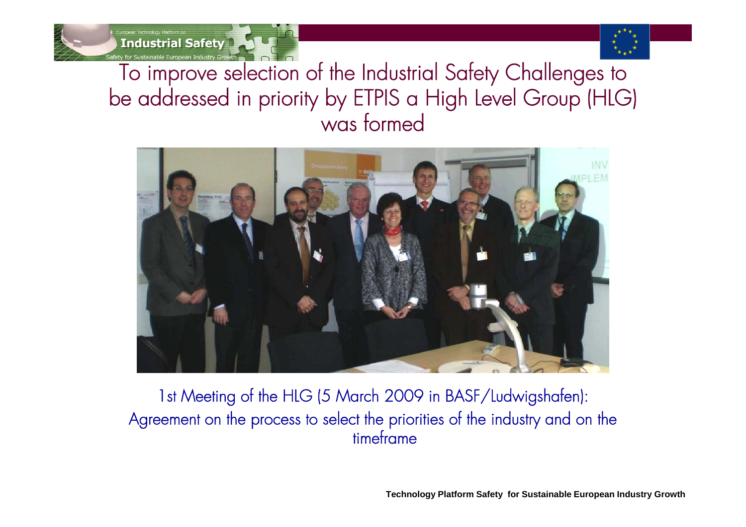# To improve selection of the Industrial Safety Challenges to be addressed in priority by ETPIS a High Level Group (HLG) was formed

1st Meeting of the HLG (5 March 2009 in BASF/Ludwigshafen):
Agreement on the process to select the priorities of the industry and on the timeframe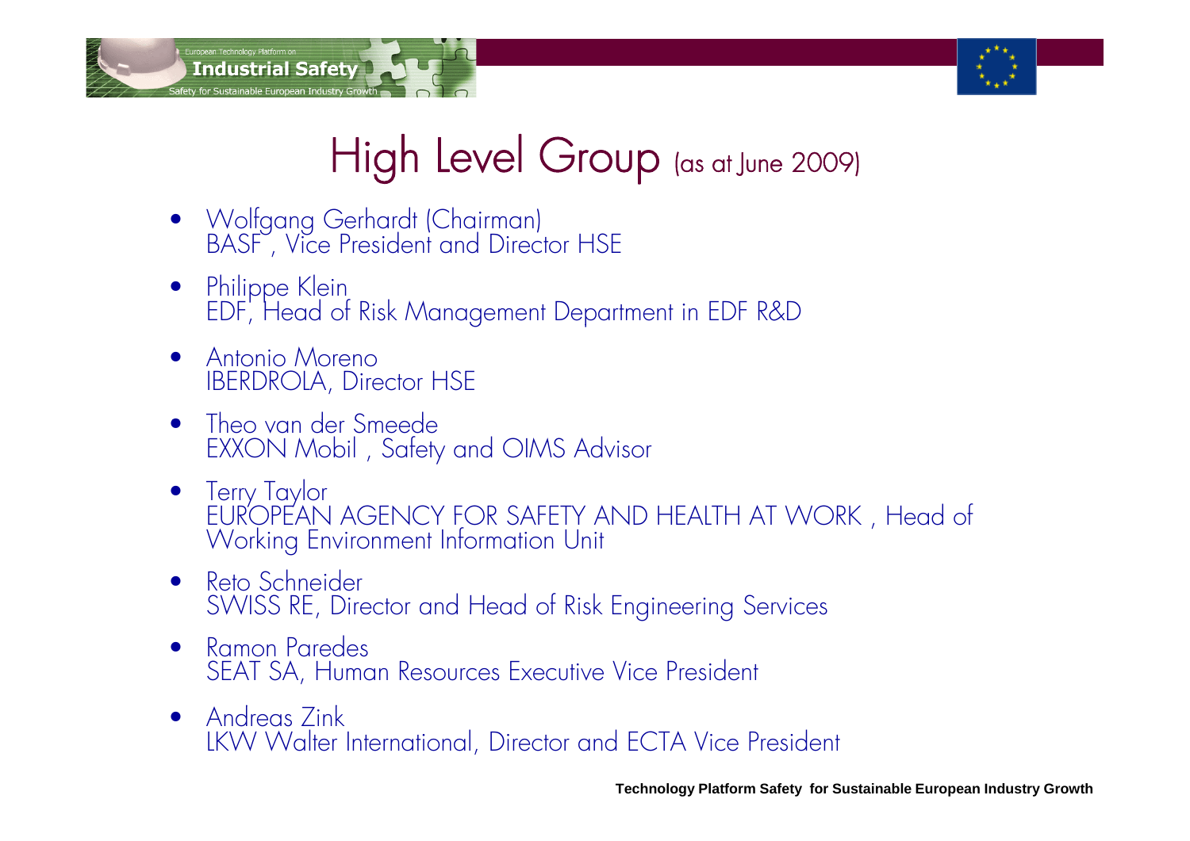# High Level Group (as at June 2009)

- Wolfgang Gerhardt (Chairman)
  BASF , Vice President and Director HSE
- Philippe Klein
  EDF, Head of Risk Management Department in EDF R&D
- Antonio Moreno
  IBERDROLA, Director HSE
- Theo van der Smeede
  EXXON Mobil , Safety and OIMS Advisor
- Terry Taylor
  EUROPEAN AGENCY FOR SAFETY AND HEALTH AT WORK , Head of Working Environment Information Unit
- Reto Schneider
  SWISS RE, Director and Head of Risk Engineering Services
- Ramon Paredes
  SEAT SA, Human Resources Executive Vice President
- Andreas Zink
  LKW Walter International, Director and ECTA Vice President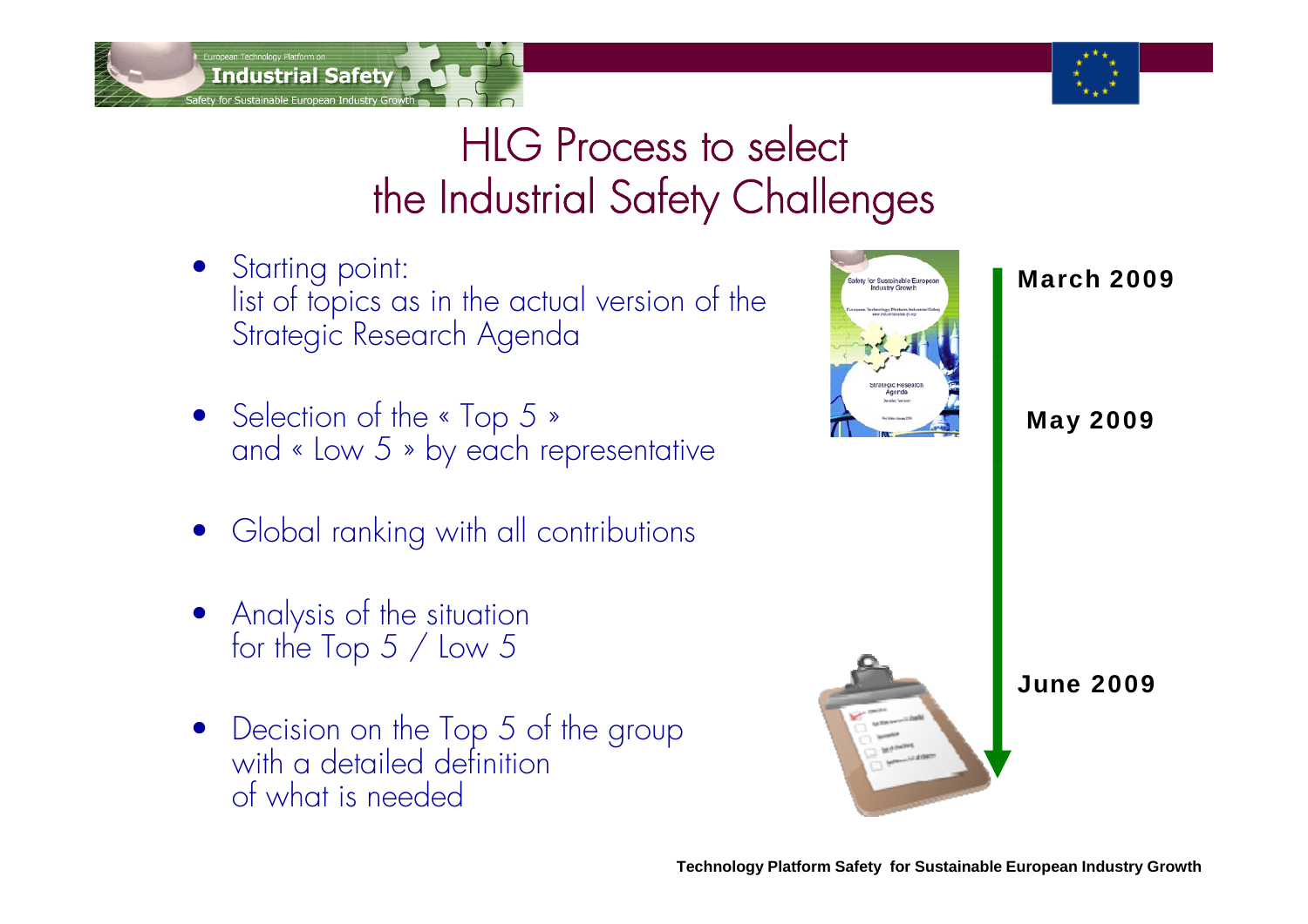# HLG Process to select the Industrial Safety Challenges

- Starting point:
  list of topics as in the actual version of the Strategic Research Agenda
- Selection of the « Top 5 » and « Low 5 » by each representative
- Global ranking with all contributions
- Analysis of the situation for the Top 5 / Low 5
- Decision on the Top 5 of the group with a detailed definition of what is needed

**March 2009**

**May 2009**

**June 2009**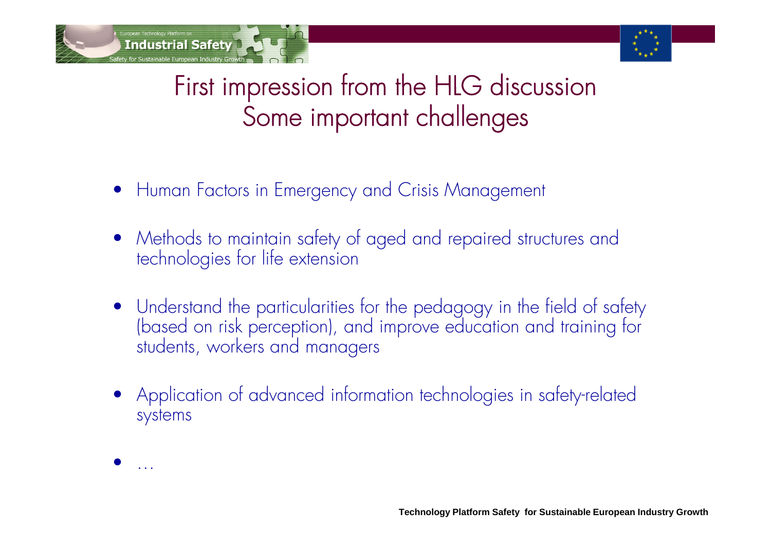# First impression from the HLG discussion
## Some important challenges

- Human Factors in Emergency and Crisis Management
- Methods to maintain safety of aged and repaired structures and technologies for life extension
- Understand the particularities for the pedagogy in the field of safety (based on risk perception), and improve education and training for students, workers and managers
- Application of advanced information technologies in safety-related systems
- …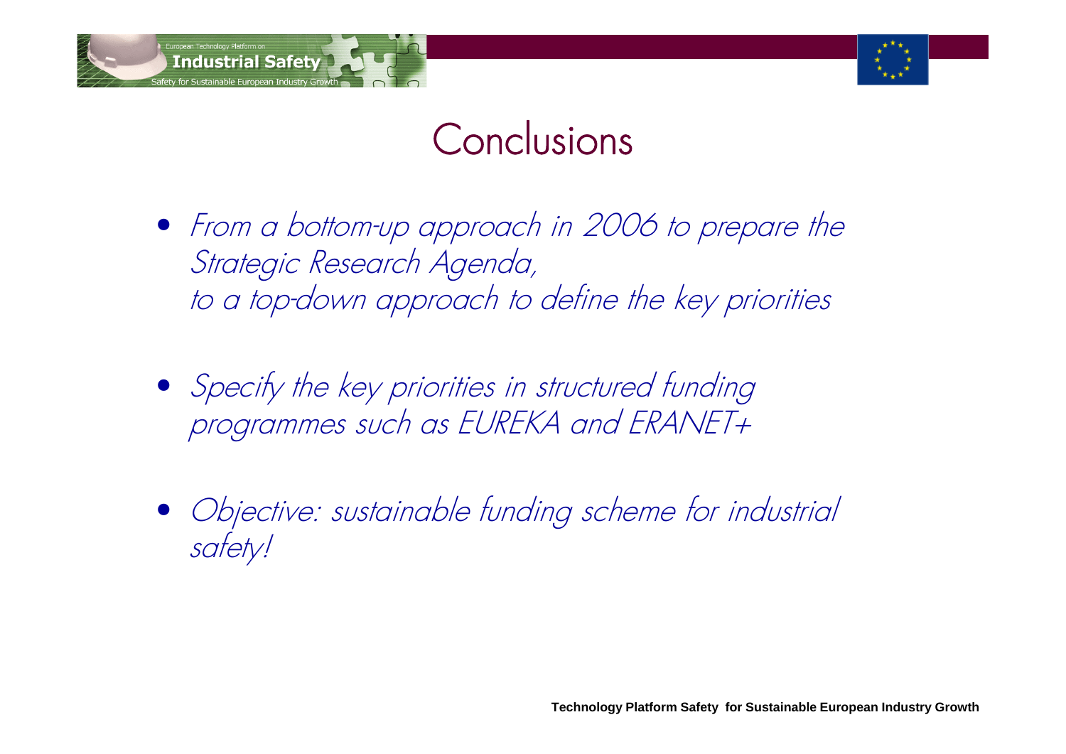# Conclusions

- *From a bottom-up approach in 2006 to prepare the Strategic Research Agenda, to a top-down approach to define the key priorities*
- *Specify the key priorities in structured funding programmes such as EUREKA and ERANET+*
- *Objective: sustainable funding scheme for industrial safety!*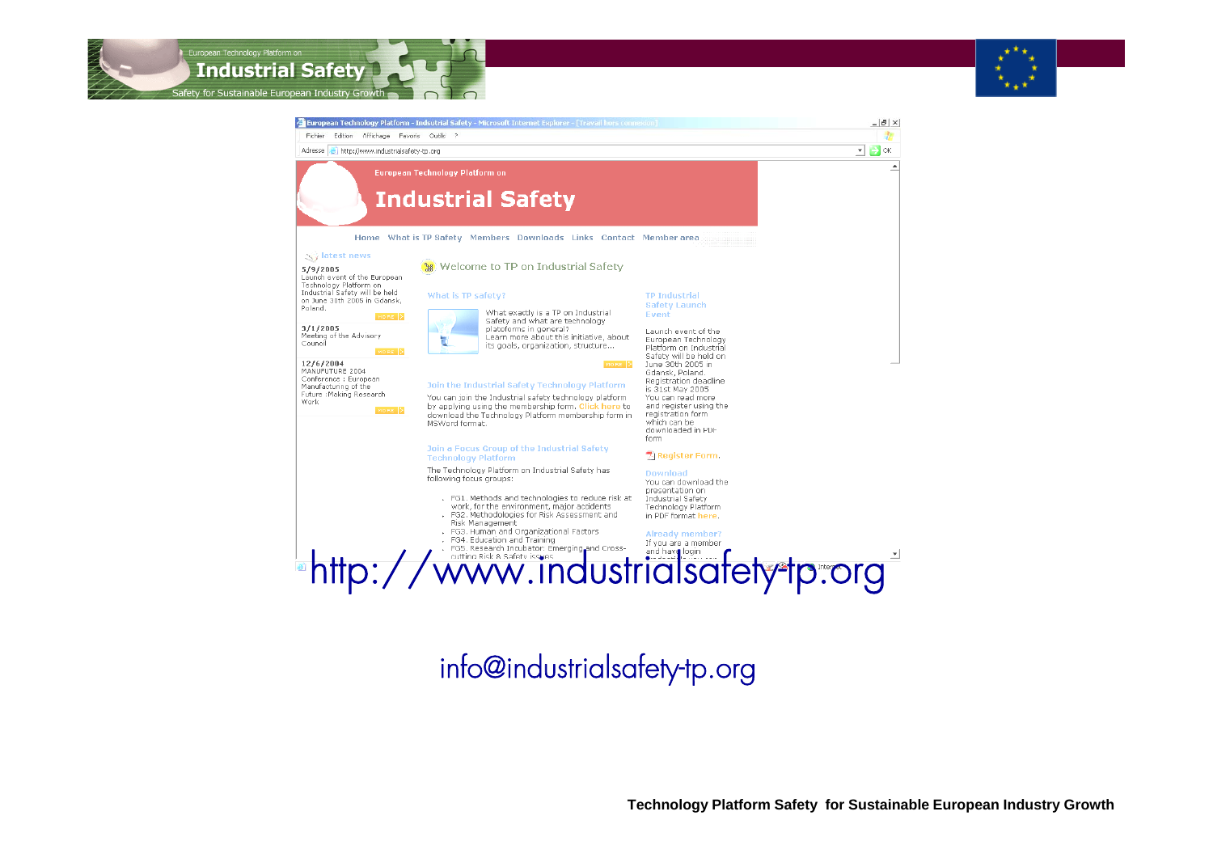http://www.industrialsafety-tp.org

info@industrialsafety-tp.org